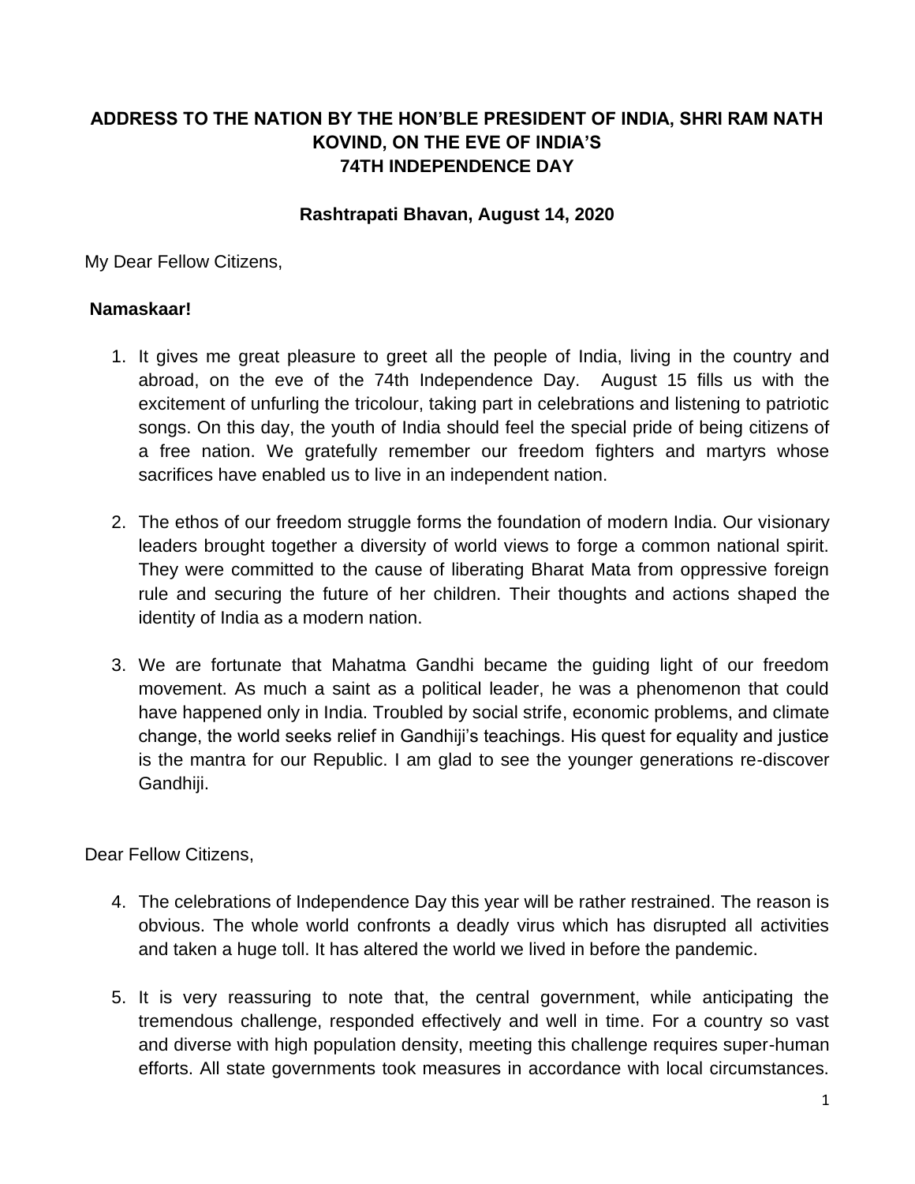# ADDRESS TO THE NATION BY THE HON'BLE PRESIDENT OF INDIA, SHRI RAM NATH KOVIND, ON THE EVE OF INDIA'S 74TH INDEPENDENCE DAY

**Rashtrapati Bhavan, August 14, 2020**

My Dear Fellow Citizens,

**Namaskaar!**

1. It gives me great pleasure to greet all the people of India, living in the country and abroad, on the eve of the 74th Independence Day. August 15 fills us with the excitement of unfurling the tricolour, taking part in celebrations and listening to patriotic songs. On this day, the youth of India should feel the special pride of being citizens of a free nation. We gratefully remember our freedom fighters and martyrs whose sacrifices have enabled us to live in an independent nation.

2. The ethos of our freedom struggle forms the foundation of modern India. Our visionary leaders brought together a diversity of world views to forge a common national spirit. They were committed to the cause of liberating Bharat Mata from oppressive foreign rule and securing the future of her children. Their thoughts and actions shaped the identity of India as a modern nation.

3. We are fortunate that Mahatma Gandhi became the guiding light of our freedom movement. As much a saint as a political leader, he was a phenomenon that could have happened only in India. Troubled by social strife, economic problems, and climate change, the world seeks relief in Gandhiji's teachings. His quest for equality and justice is the mantra for our Republic. I am glad to see the younger generations re-discover Gandhiji.

Dear Fellow Citizens,

4. The celebrations of Independence Day this year will be rather restrained. The reason is obvious. The whole world confronts a deadly virus which has disrupted all activities and taken a huge toll. It has altered the world we lived in before the pandemic.

5. It is very reassuring to note that, the central government, while anticipating the tremendous challenge, responded effectively and well in time. For a country so vast and diverse with high population density, meeting this challenge requires super-human efforts. All state governments took measures in accordance with local circumstances.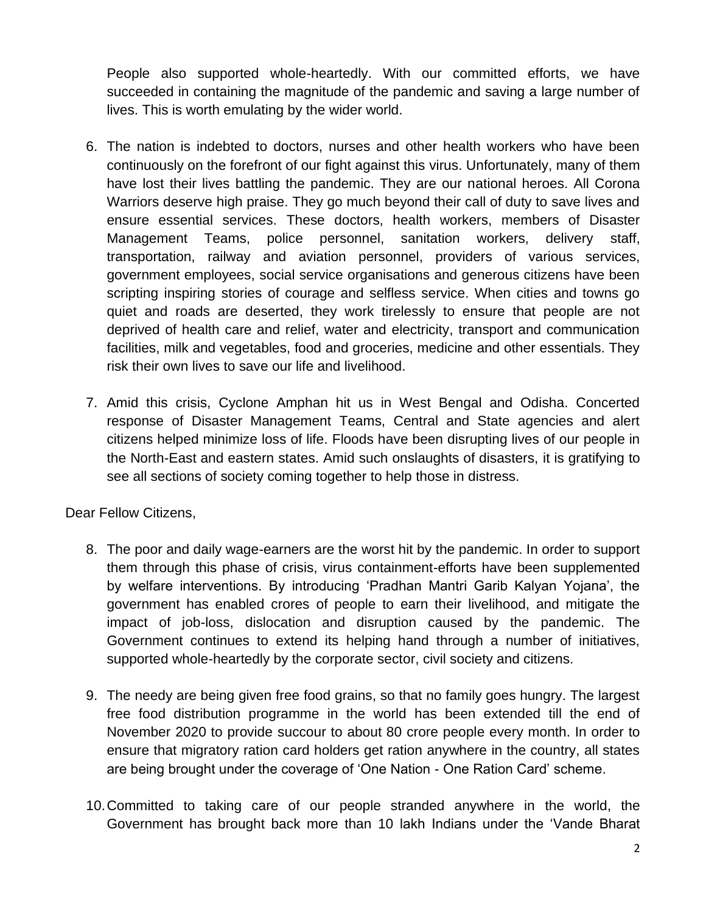People also supported whole-heartedly. With our committed efforts, we have succeeded in containing the magnitude of the pandemic and saving a large number of lives. This is worth emulating by the wider world.

6. The nation is indebted to doctors, nurses and other health workers who have been continuously on the forefront of our fight against this virus. Unfortunately, many of them have lost their lives battling the pandemic. They are our national heroes. All Corona Warriors deserve high praise. They go much beyond their call of duty to save lives and ensure essential services. These doctors, health workers, members of Disaster Management Teams, police personnel, sanitation workers, delivery staff, transportation, railway and aviation personnel, providers of various services, government employees, social service organisations and generous citizens have been scripting inspiring stories of courage and selfless service. When cities and towns go quiet and roads are deserted, they work tirelessly to ensure that people are not deprived of health care and relief, water and electricity, transport and communication facilities, milk and vegetables, food and groceries, medicine and other essentials. They risk their own lives to save our life and livelihood.

7. Amid this crisis, Cyclone Amphan hit us in West Bengal and Odisha. Concerted response of Disaster Management Teams, Central and State agencies and alert citizens helped minimize loss of life. Floods have been disrupting lives of our people in the North-East and eastern states. Amid such onslaughts of disasters, it is gratifying to see all sections of society coming together to help those in distress.

Dear Fellow Citizens,

8. The poor and daily wage-earners are the worst hit by the pandemic. In order to support them through this phase of crisis, virus containment-efforts have been supplemented by welfare interventions. By introducing 'Pradhan Mantri Garib Kalyan Yojana', the government has enabled crores of people to earn their livelihood, and mitigate the impact of job-loss, dislocation and disruption caused by the pandemic. The Government continues to extend its helping hand through a number of initiatives, supported whole-heartedly by the corporate sector, civil society and citizens.

9. The needy are being given free food grains, so that no family goes hungry. The largest free food distribution programme in the world has been extended till the end of November 2020 to provide succour to about 80 crore people every month. In order to ensure that migratory ration card holders get ration anywhere in the country, all states are being brought under the coverage of 'One Nation - One Ration Card' scheme.

10. Committed to taking care of our people stranded anywhere in the world, the Government has brought back more than 10 lakh Indians under the 'Vande Bharat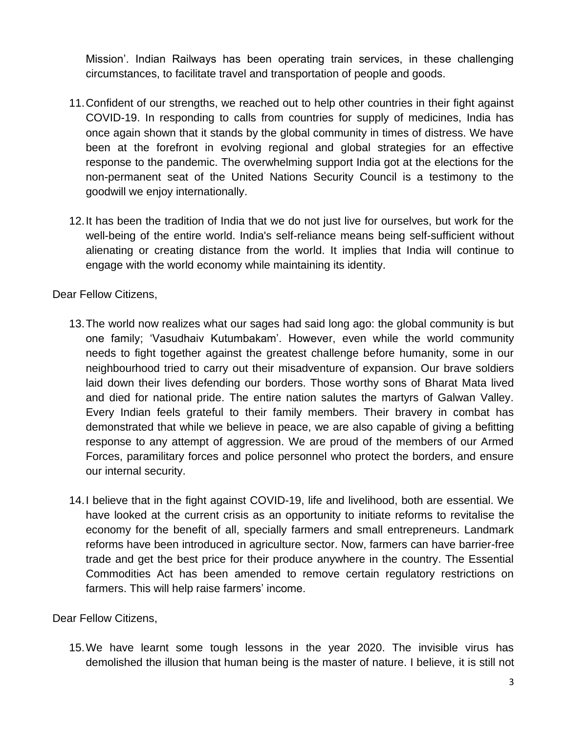Mission'. Indian Railways has been operating train services, in these challenging circumstances, to facilitate travel and transportation of people and goods.

11. Confident of our strengths, we reached out to help other countries in their fight against COVID-19. In responding to calls from countries for supply of medicines, India has once again shown that it stands by the global community in times of distress. We have been at the forefront in evolving regional and global strategies for an effective response to the pandemic. The overwhelming support India got at the elections for the non-permanent seat of the United Nations Security Council is a testimony to the goodwill we enjoy internationally.

12. It has been the tradition of India that we do not just live for ourselves, but work for the well-being of the entire world. India's self-reliance means being self-sufficient without alienating or creating distance from the world. It implies that India will continue to engage with the world economy while maintaining its identity.

Dear Fellow Citizens,

13. The world now realizes what our sages had said long ago: the global community is but one family; 'Vasudhaiv Kutumbakam'. However, even while the world community needs to fight together against the greatest challenge before humanity, some in our neighbourhood tried to carry out their misadventure of expansion. Our brave soldiers laid down their lives defending our borders. Those worthy sons of Bharat Mata lived and died for national pride. The entire nation salutes the martyrs of Galwan Valley. Every Indian feels grateful to their family members. Their bravery in combat has demonstrated that while we believe in peace, we are also capable of giving a befitting response to any attempt of aggression. We are proud of the members of our Armed Forces, paramilitary forces and police personnel who protect the borders, and ensure our internal security.

14. I believe that in the fight against COVID-19, life and livelihood, both are essential. We have looked at the current crisis as an opportunity to initiate reforms to revitalise the economy for the benefit of all, specially farmers and small entrepreneurs. Landmark reforms have been introduced in agriculture sector. Now, farmers can have barrier-free trade and get the best price for their produce anywhere in the country. The Essential Commodities Act has been amended to remove certain regulatory restrictions on farmers. This will help raise farmers' income.

Dear Fellow Citizens,

15. We have learnt some tough lessons in the year 2020. The invisible virus has demolished the illusion that human being is the master of nature. I believe, it is still not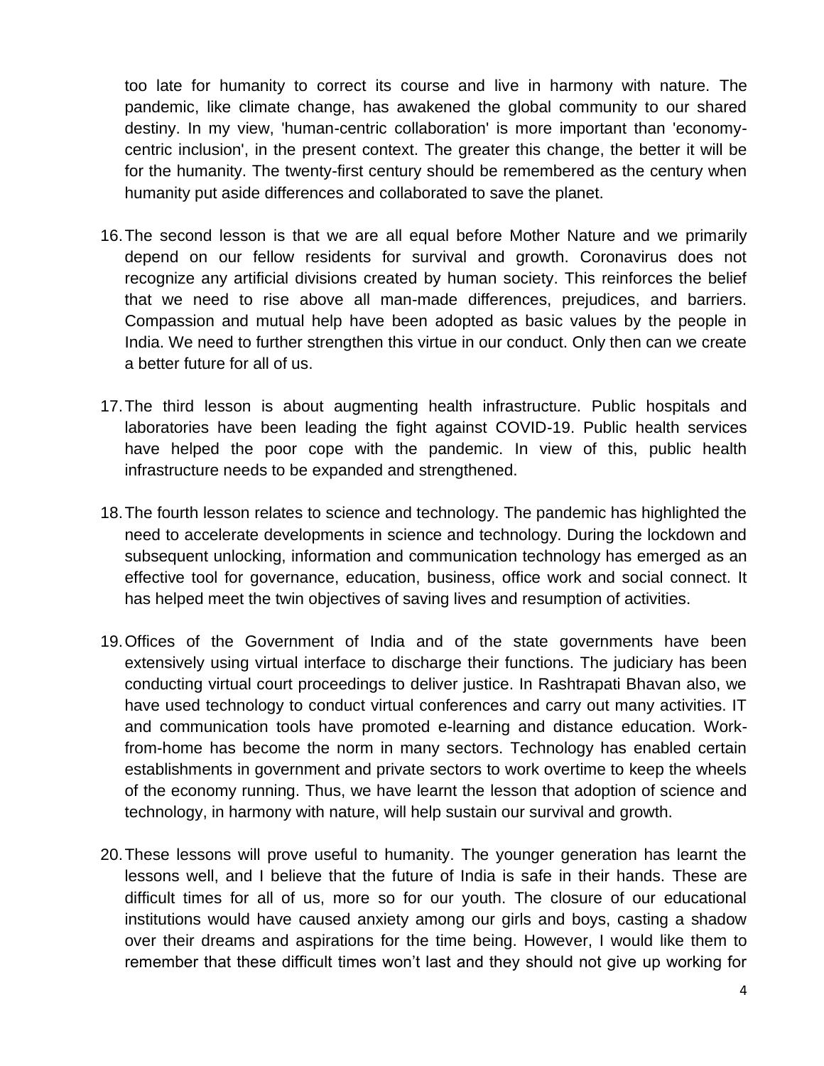too late for humanity to correct its course and live in harmony with nature. The pandemic, like climate change, has awakened the global community to our shared destiny. In my view, 'human-centric collaboration' is more important than 'economy-centric inclusion', in the present context. The greater this change, the better it will be for the humanity. The twenty-first century should be remembered as the century when humanity put aside differences and collaborated to save the planet.

16. The second lesson is that we are all equal before Mother Nature and we primarily depend on our fellow residents for survival and growth. Coronavirus does not recognize any artificial divisions created by human society. This reinforces the belief that we need to rise above all man-made differences, prejudices, and barriers. Compassion and mutual help have been adopted as basic values by the people in India. We need to further strengthen this virtue in our conduct. Only then can we create a better future for all of us.

17. The third lesson is about augmenting health infrastructure. Public hospitals and laboratories have been leading the fight against COVID-19. Public health services have helped the poor cope with the pandemic. In view of this, public health infrastructure needs to be expanded and strengthened.

18. The fourth lesson relates to science and technology. The pandemic has highlighted the need to accelerate developments in science and technology. During the lockdown and subsequent unlocking, information and communication technology has emerged as an effective tool for governance, education, business, office work and social connect. It has helped meet the twin objectives of saving lives and resumption of activities.

19. Offices of the Government of India and of the state governments have been extensively using virtual interface to discharge their functions. The judiciary has been conducting virtual court proceedings to deliver justice. In Rashtrapati Bhavan also, we have used technology to conduct virtual conferences and carry out many activities. IT and communication tools have promoted e-learning and distance education. Work-from-home has become the norm in many sectors. Technology has enabled certain establishments in government and private sectors to work overtime to keep the wheels of the economy running. Thus, we have learnt the lesson that adoption of science and technology, in harmony with nature, will help sustain our survival and growth.

20. These lessons will prove useful to humanity. The younger generation has learnt the lessons well, and I believe that the future of India is safe in their hands. These are difficult times for all of us, more so for our youth. The closure of our educational institutions would have caused anxiety among our girls and boys, casting a shadow over their dreams and aspirations for the time being. However, I would like them to remember that these difficult times won't last and they should not give up working for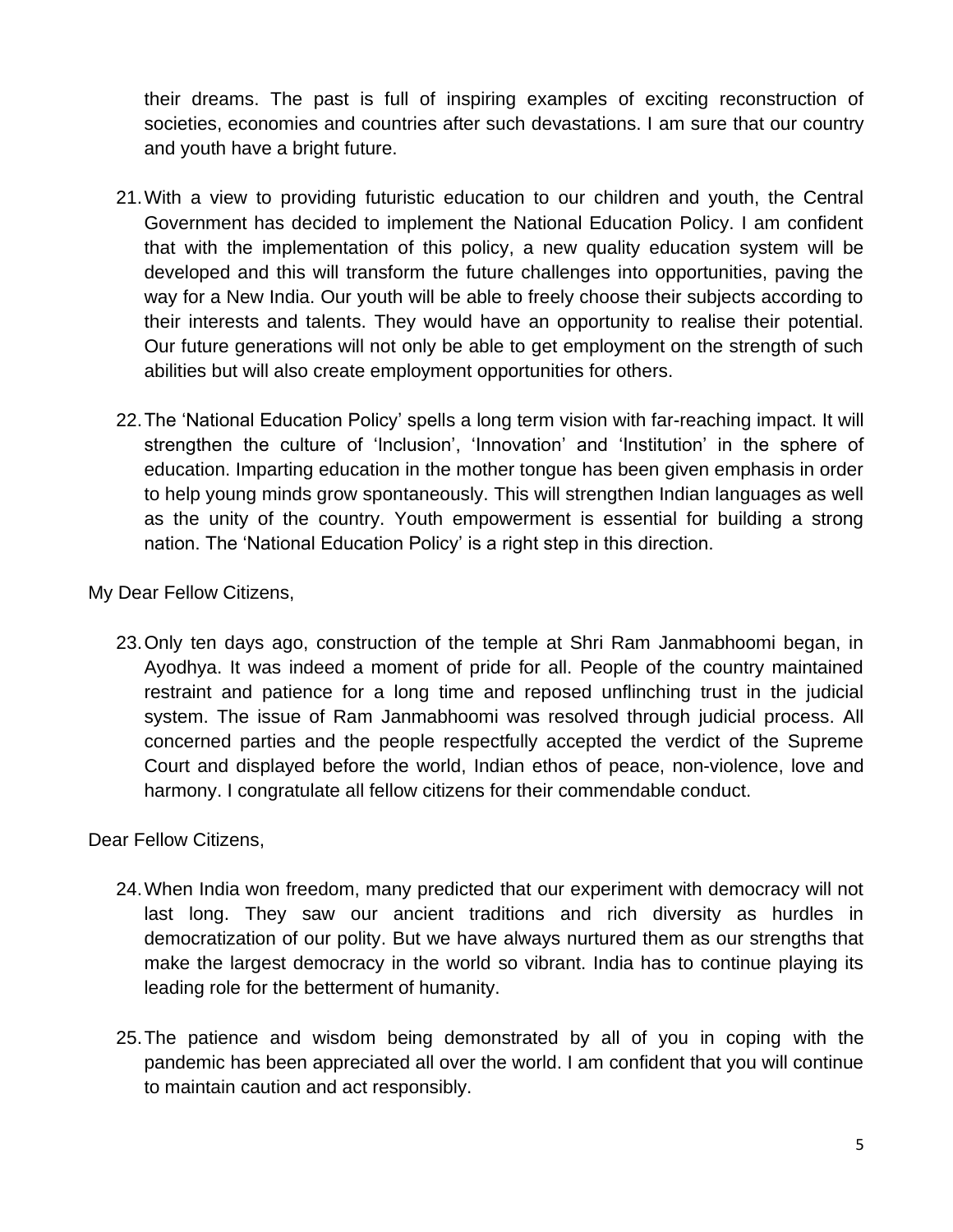their dreams. The past is full of inspiring examples of exciting reconstruction of societies, economies and countries after such devastations. I am sure that our country and youth have a bright future.

21. With a view to providing futuristic education to our children and youth, the Central Government has decided to implement the National Education Policy. I am confident that with the implementation of this policy, a new quality education system will be developed and this will transform the future challenges into opportunities, paving the way for a New India. Our youth will be able to freely choose their subjects according to their interests and talents. They would have an opportunity to realise their potential. Our future generations will not only be able to get employment on the strength of such abilities but will also create employment opportunities for others.

22. The 'National Education Policy' spells a long term vision with far-reaching impact. It will strengthen the culture of 'Inclusion', 'Innovation' and 'Institution' in the sphere of education. Imparting education in the mother tongue has been given emphasis in order to help young minds grow spontaneously. This will strengthen Indian languages as well as the unity of the country. Youth empowerment is essential for building a strong nation. The 'National Education Policy' is a right step in this direction.

My Dear Fellow Citizens,

23. Only ten days ago, construction of the temple at Shri Ram Janmabhoomi began, in Ayodhya. It was indeed a moment of pride for all. People of the country maintained restraint and patience for a long time and reposed unflinching trust in the judicial system. The issue of Ram Janmabhoomi was resolved through judicial process. All concerned parties and the people respectfully accepted the verdict of the Supreme Court and displayed before the world, Indian ethos of peace, non-violence, love and harmony. I congratulate all fellow citizens for their commendable conduct.

Dear Fellow Citizens,

24. When India won freedom, many predicted that our experiment with democracy will not last long. They saw our ancient traditions and rich diversity as hurdles in democratization of our polity. But we have always nurtured them as our strengths that make the largest democracy in the world so vibrant. India has to continue playing its leading role for the betterment of humanity.

25. The patience and wisdom being demonstrated by all of you in coping with the pandemic has been appreciated all over the world. I am confident that you will continue to maintain caution and act responsibly.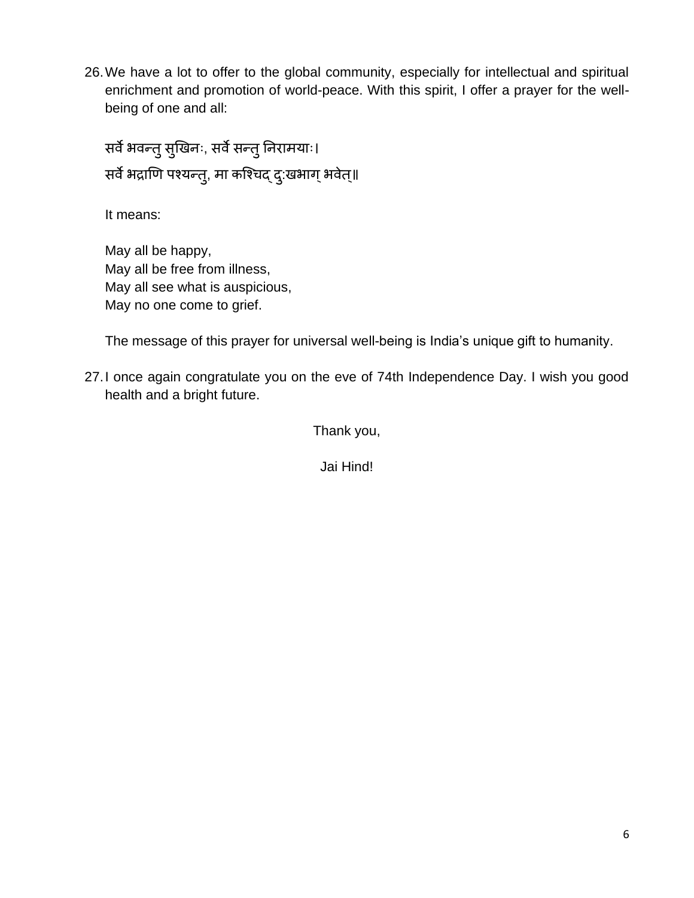26. We have a lot to offer to the global community, especially for intellectual and spiritual enrichment and promotion of world-peace. With this spirit, I offer a prayer for the well-being of one and all:

    सर्वे भवन्तु सुखिनः, सर्वे सन्तु निरामयाः।
    सर्वे भद्राणि पश्यन्तु, मा कश्चिद् दुःखभाग् भवेत्॥

    It means:

    May all be happy,
    May all be free from illness,
    May all see what is auspicious,
    May no one come to grief.

    The message of this prayer for universal well-being is India's unique gift to humanity.

27. I once again congratulate you on the eve of 74th Independence Day. I wish you good health and a bright future.

Thank you,

Jai Hind!